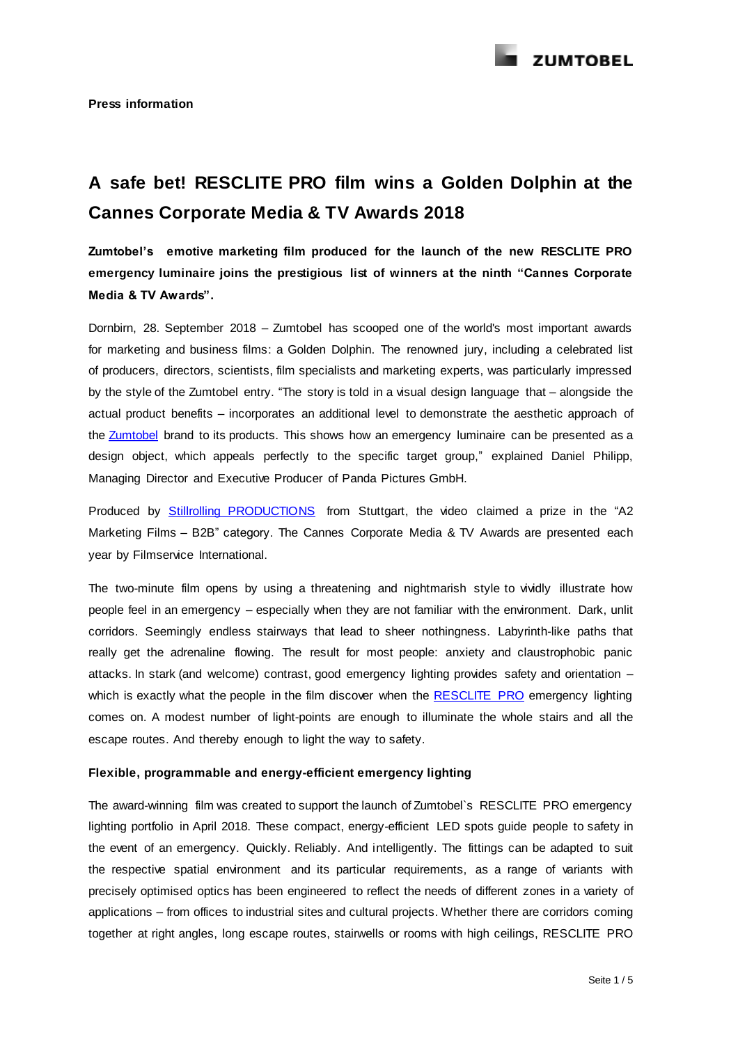**Press information**

# A safe bet! RESCLITE PRO film wins a Golden Dolphin at the Cannes Corporate Media & TV Awards 2018

**Zumtobel's emotive marketing film produced for the launch of the new RESCLITE PRO emergency luminaire joins the prestigious list of winners at the ninth "Cannes Corporate Media & TV Awards".**

Dornbirn, 28. September 2018 – Zumtobel has scooped one of the world's most important awards for marketing and business films: a Golden Dolphin. The renowned jury, including a celebrated list of producers, directors, scientists, film specialists and marketing experts, was particularly impressed by the style of the Zumtobel entry. "The story is told in a visual design language that – alongside the actual product benefits – incorporates an additional level to demonstrate the aesthetic approach of the Zumtobel brand to its products. This shows how an emergency luminaire can be presented as a design object, which appeals perfectly to the specific target group," explained Daniel Philipp, Managing Director and Executive Producer of Panda Pictures GmbH.

Produced by Stillrolling PRODUCTIONS from Stuttgart, the video claimed a prize in the "A2 Marketing Films – B2B" category. The Cannes Corporate Media & TV Awards are presented each year by Filmservice International.

The two-minute film opens by using a threatening and nightmarish style to vividly illustrate how people feel in an emergency – especially when they are not familiar with the environment. Dark, unlit corridors. Seemingly endless stairways that lead to sheer nothingness. Labyrinth-like paths that really get the adrenaline flowing. The result for most people: anxiety and claustrophobic panic attacks. In stark (and welcome) contrast, good emergency lighting provides safety and orientation – which is exactly what the people in the film discover when the RESCLITE PRO emergency lighting comes on. A modest number of light-points are enough to illuminate the whole stairs and all the escape routes. And thereby enough to light the way to safety.

**Flexible, programmable and energy-efficient emergency lighting**

The award-winning film was created to support the launch of Zumtobel`s RESCLITE PRO emergency lighting portfolio in April 2018. These compact, energy-efficient LED spots guide people to safety in the event of an emergency. Quickly. Reliably. And intelligently. The fittings can be adapted to suit the respective spatial environment and its particular requirements, as a range of variants with precisely optimised optics has been engineered to reflect the needs of different zones in a variety of applications – from offices to industrial sites and cultural projects. Whether there are corridors coming together at right angles, long escape routes, stairwells or rooms with high ceilings, RESCLITE PRO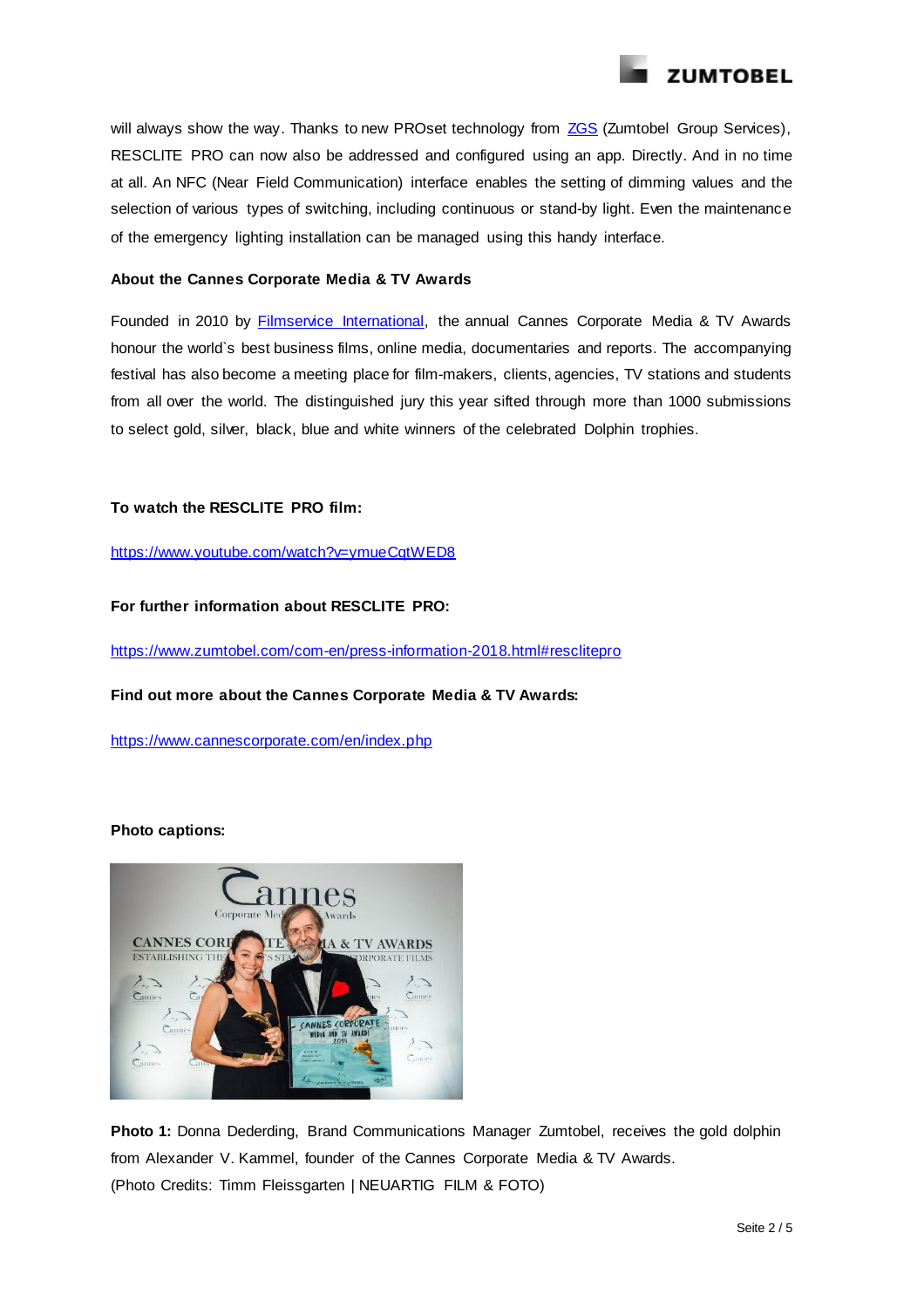will always show the way. Thanks to new PROset technology from [ZGS](#) (Zumtobel Group Services), RESCLITE PRO can now also be addressed and configured using an app. Directly. And in no time at all. An NFC (Near Field Communication) interface enables the setting of dimming values and the selection of various types of switching, including continuous or stand-by light. Even the maintenance of the emergency lighting installation can be managed using this handy interface.

**About the Cannes Corporate Media & TV Awards**

Founded in 2010 by [Filmservice International](#), the annual Cannes Corporate Media & TV Awards honour the world`s best business films, online media, documentaries and reports. The accompanying festival has also become a meeting place for film-makers, clients, agencies, TV stations and students from all over the world. The distinguished jury this year sifted through more than 1000 submissions to select gold, silver, black, blue and white winners of the celebrated Dolphin trophies.

**To watch the RESCLITE PRO film:**

https://www.youtube.com/watch?v=ymueCqtWED8

**For further information about RESCLITE PRO:**

https://www.zumtobel.com/com-en/press-information-2018.html#resclitepro

**Find out more about the Cannes Corporate Media & TV Awards:**

https://www.cannescorporate.com/en/index.php

**Photo captions:**

**Photo 1:** Donna Dederding, Brand Communications Manager Zumtobel, receives the gold dolphin from Alexander V. Kammel, founder of the Cannes Corporate Media & TV Awards.
(Photo Credits: Timm Fleissgarten | NEUARTIG FILM & FOTO)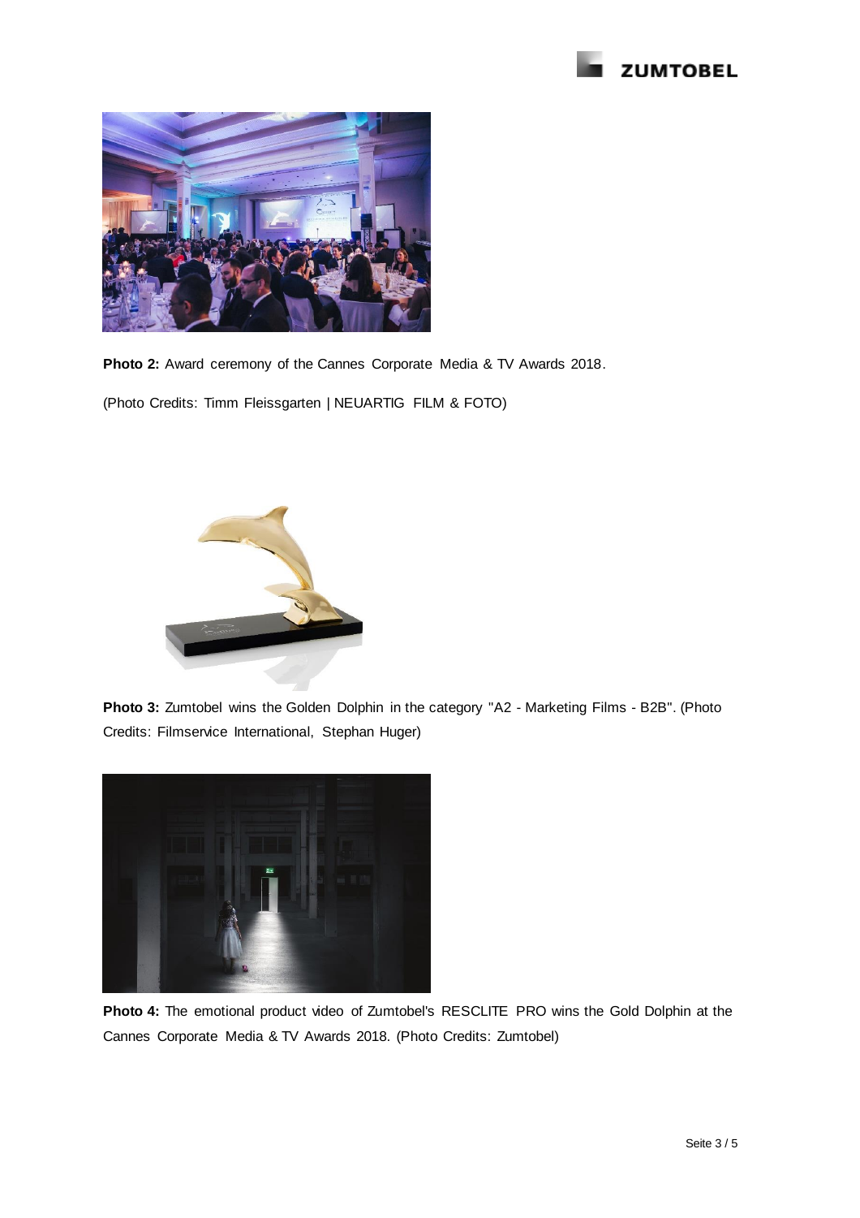**Photo 2:** Award ceremony of the Cannes Corporate Media & TV Awards 2018.

(Photo Credits: Timm Fleissgarten | NEUARTIG FILM & FOTO)

**Photo 3:** Zumtobel wins the Golden Dolphin in the category "A2 - Marketing Films - B2B". (Photo Credits: Filmservice International, Stephan Huger)

**Photo 4:** The emotional product video of Zumtobel's RESCLITE PRO wins the Gold Dolphin at the Cannes Corporate Media & TV Awards 2018. (Photo Credits: Zumtobel)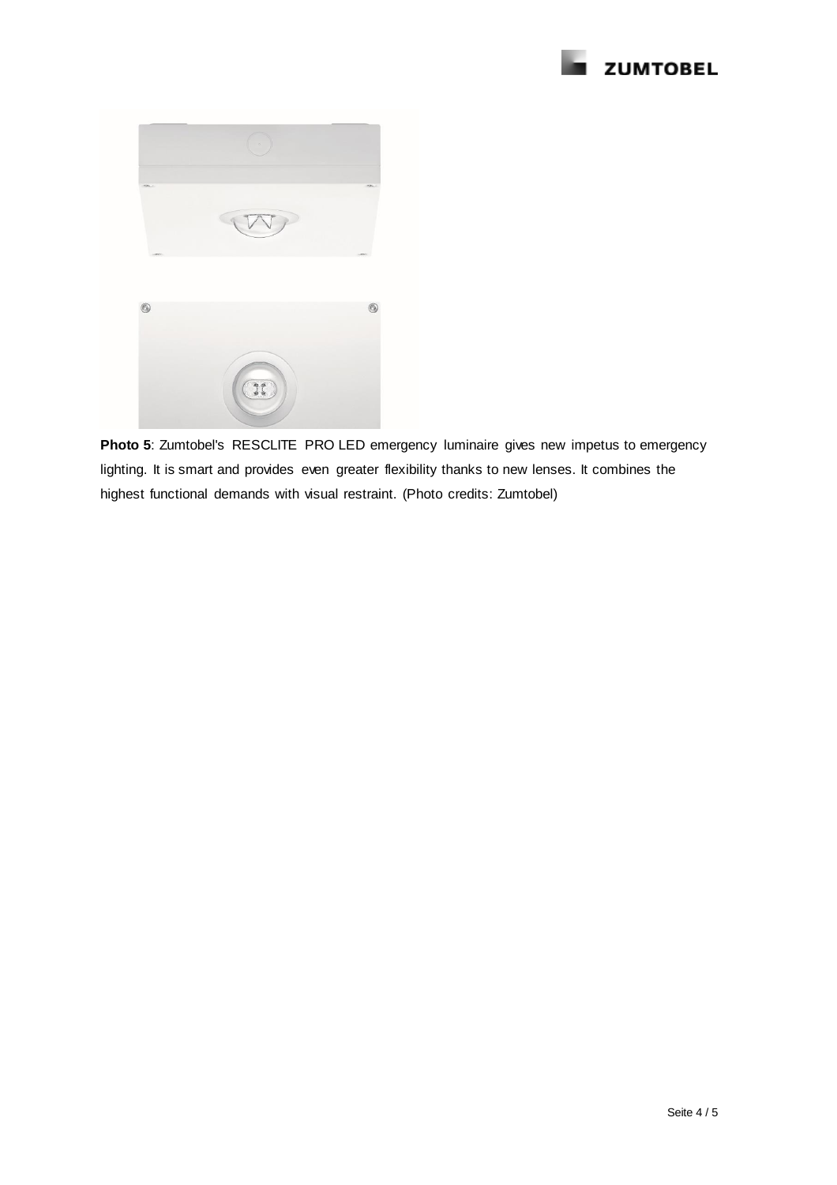**Photo 5**: Zumtobel's RESCLITE PRO LED emergency luminaire gives new impetus to emergency lighting. It is smart and provides even greater flexibility thanks to new lenses. It combines the highest functional demands with visual restraint. (Photo credits: Zumtobel)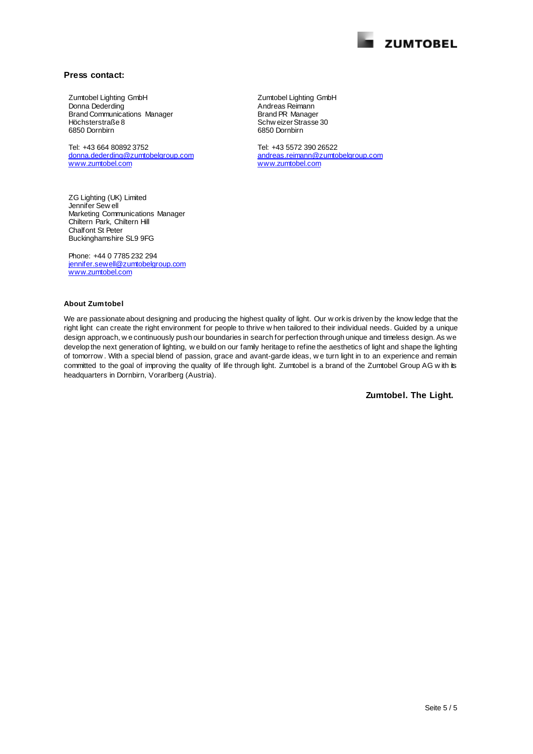**Press contact:**

Zumtobel Lighting GmbH
Donna Dederding
Brand Communications Manager
Höchsterstraße 8
6850 Dornbirn

Tel: +43 664 80892 3752
donna.dederding@zumtobelgroup.com
www.zumtobel.com

Zumtobel Lighting GmbH
Andreas Reimann
Brand PR Manager
Schweizer Strasse 30
6850 Dornbirn

Tel: +43 5572 390 26522
andreas.reimann@zumtobelgroup.com
www.zumtobel.com

ZG Lighting (UK) Limited
Jennifer Sewell
Marketing Communications Manager
Chiltern Park, Chiltern Hill
Chalfont St Peter
Buckinghamshire SL9 9FG

Phone: +44 0 7785 232 294
jennifer.sewell@zumtobelgroup.com
www.zumtobel.com

**About Zumtobel**

We are passionate about designing and producing the highest quality of light. Our work is driven by the knowledge that the right light can create the right environment for people to thrive when tailored to their individual needs. Guided by a unique design approach, we continuously push our boundaries in search for perfection through unique and timeless design. As we develop the next generation of lighting, we build on our family heritage to refine the aesthetics of light and shape the lighting of tomorrow. With a special blend of passion, grace and avant-garde ideas, we turn light in to an experience and remain committed to the goal of improving the quality of life through light. Zumtobel is a brand of the Zumtobel Group AG with its headquarters in Dornbirn, Vorarlberg (Austria).

**Zumtobel. The Light.**